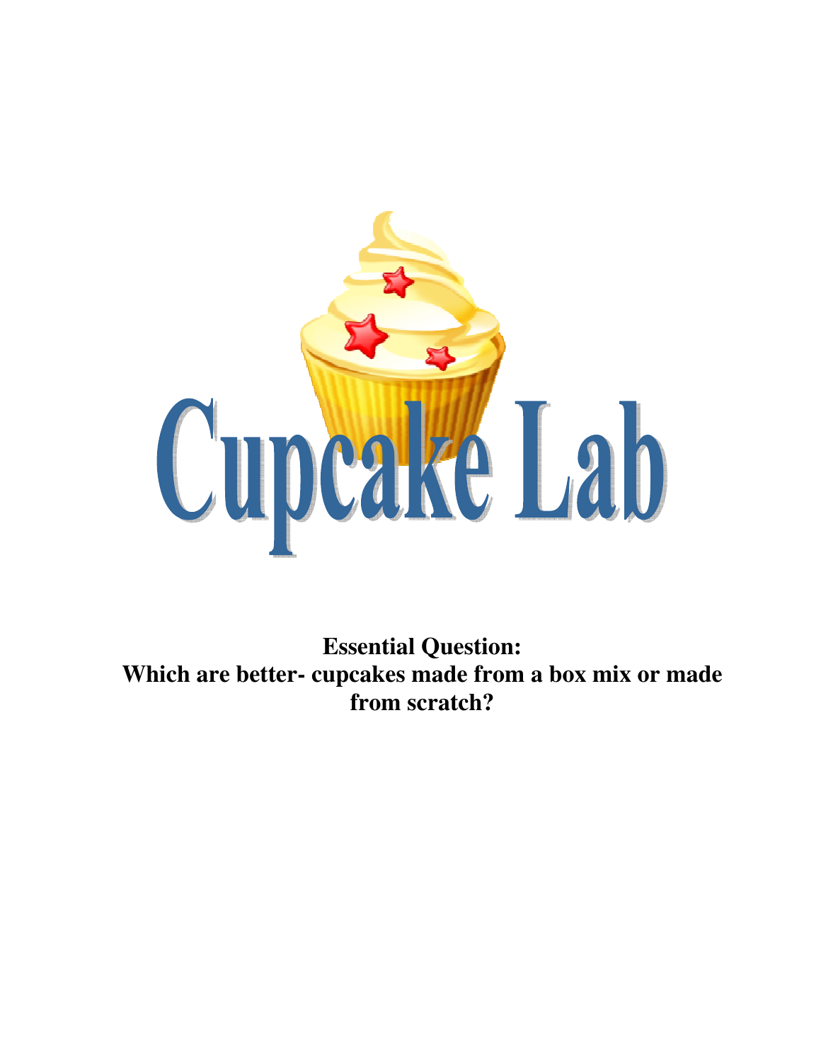# Cupcake Lab

**Essential Question:**
**Which are better- cupcakes made from a box mix or made from scratch?**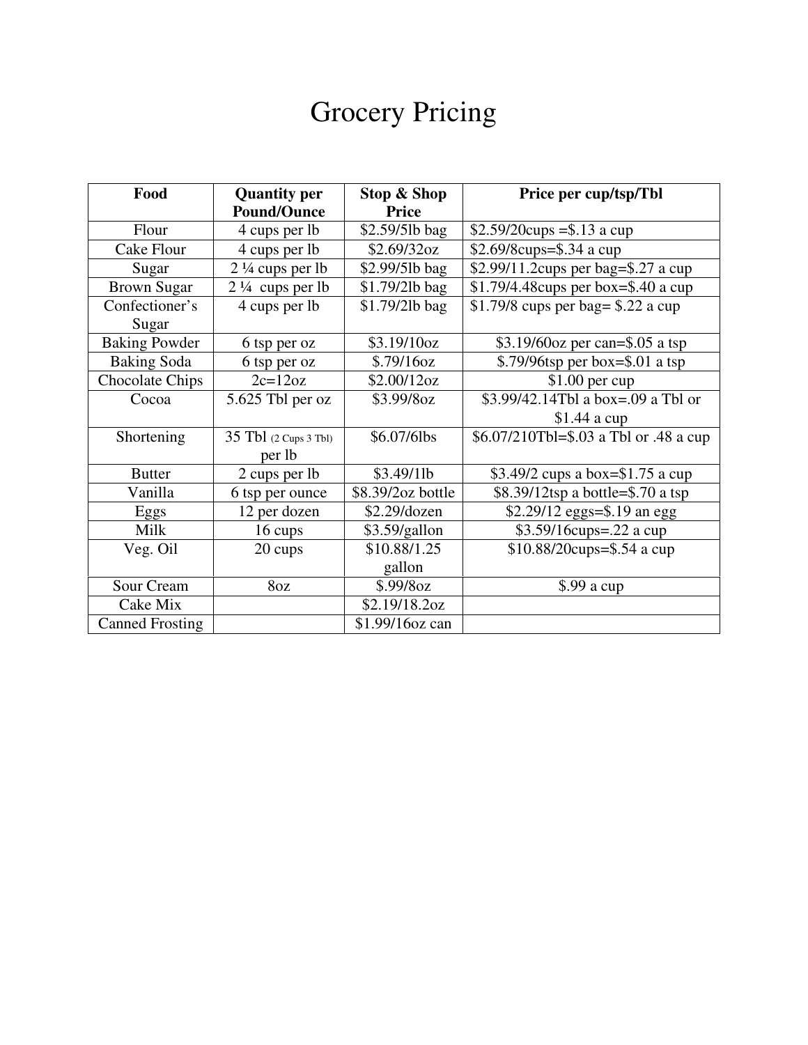# Grocery Pricing

| Food | Quantity per Pound/Ounce | Stop & Shop Price | Price per cup/tsp/Tbl |
|---|---|---|---|
| Flour | 4 cups per lb | $2.59/5lb bag | $2.59/20cups =$.13 a cup |
| Cake Flour | 4 cups per lb | $2.69/32oz | $2.69/8cups=$.34 a cup |
| Sugar | 2 ¼ cups per lb | $2.99/5lb bag | $2.99/11.2cups per bag=$.27 a cup |
| Brown Sugar | 2 ¼ cups per lb | $1.79/2lb bag | $1.79/4.48cups per box=$.40 a cup |
| Confectioner's Sugar | 4 cups per lb | $1.79/2lb bag | $1.79/8 cups per bag= $.22 a cup |
| Baking Powder | 6 tsp per oz | $3.19/10oz | $3.19/60oz per can=$.05 a tsp |
| Baking Soda | 6 tsp per oz | $.79/16oz | $.79/96tsp per box=$.01 a tsp |
| Chocolate Chips | 2c=12oz | $2.00/12oz | $1.00 per cup |
| Cocoa | 5.625 Tbl per oz | $3.99/8oz | $3.99/42.14Tbl a box=.09 a Tbl or $1.44 a cup |
| Shortening | 35 Tbl (2 Cups 3 Tbl) per lb | $6.07/6lbs | $6.07/210Tbl=$.03 a Tbl or .48 a cup |
| Butter | 2 cups per lb | $3.49/1lb | $3.49/2 cups a box=$1.75 a cup |
| Vanilla | 6 tsp per ounce | $8.39/2oz bottle | $8.39/12tsp a bottle=$.70 a tsp |
| Eggs | 12 per dozen | $2.29/dozen | $2.29/12 eggs=$.19 an egg |
| Milk | 16 cups | $3.59/gallon | $3.59/16cups=.22 a cup |
| Veg. Oil | 20 cups | $10.88/1.25 gallon | $10.88/20cups=$.54 a cup |
| Sour Cream | 8oz | $.99/8oz | $.99 a cup |
| Cake Mix | | $2.19/18.2oz | |
| Canned Frosting | | $1.99/16oz can | |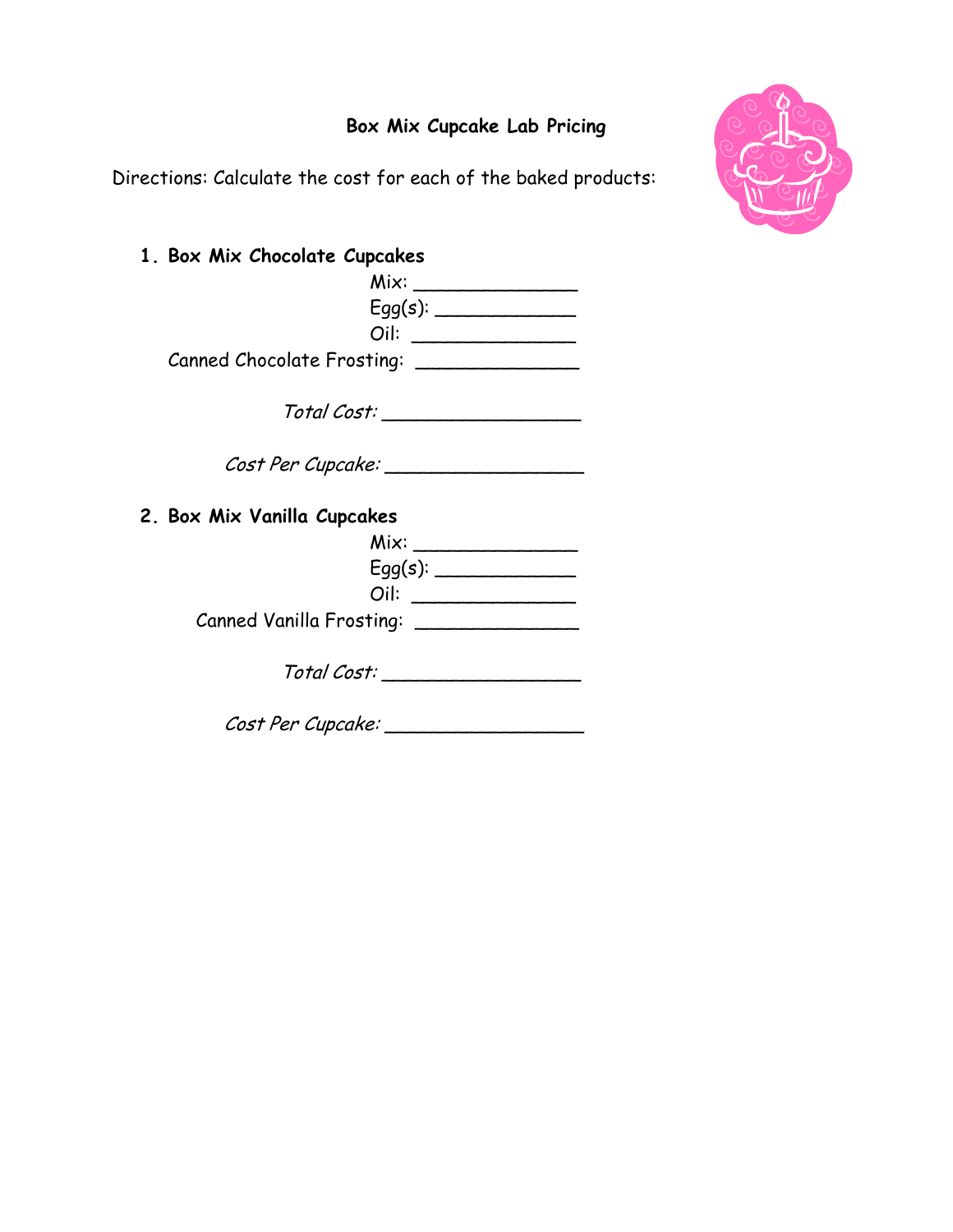## Box Mix Cupcake Lab Pricing

Directions: Calculate the cost for each of the baked products:

1. **Box Mix Chocolate Cupcakes**

   Mix: ______________

   Egg(s): ____________

   Oil: ______________

   Canned Chocolate Frosting: ______________

   *Total Cost:* _________________

   *Cost Per Cupcake:* _________________

2. **Box Mix Vanilla Cupcakes**

   Mix: ______________

   Egg(s): ____________

   Oil: ______________

   Canned Vanilla Frosting: ______________

   *Total Cost:* _________________

   *Cost Per Cupcake:* _________________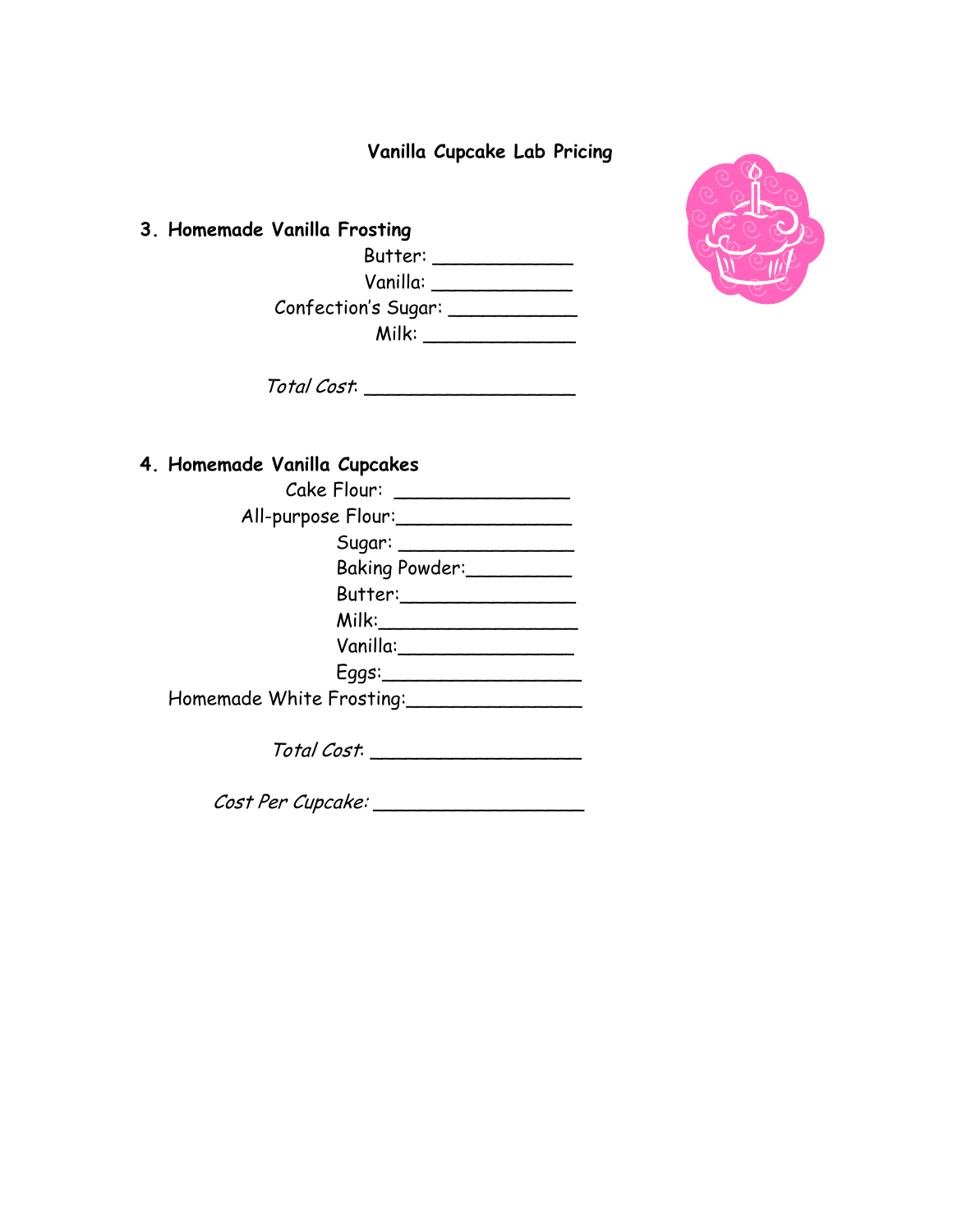# Vanilla Cupcake Lab Pricing

**3. Homemade Vanilla Frosting**

Butter: ____________

Vanilla: ____________

Confection's Sugar: ___________

Milk: _____________

*Total Cost*: __________________

**4. Homemade Vanilla Cupcakes**

Cake Flour: _______________

All-purpose Flour:_______________

Sugar: _______________

Baking Powder:_________

Butter:_______________

Milk:_________________

Vanilla:_______________

Eggs:_________________

Homemade White Frosting:_______________

*Total Cost*: __________________

*Cost Per Cupcake:* __________________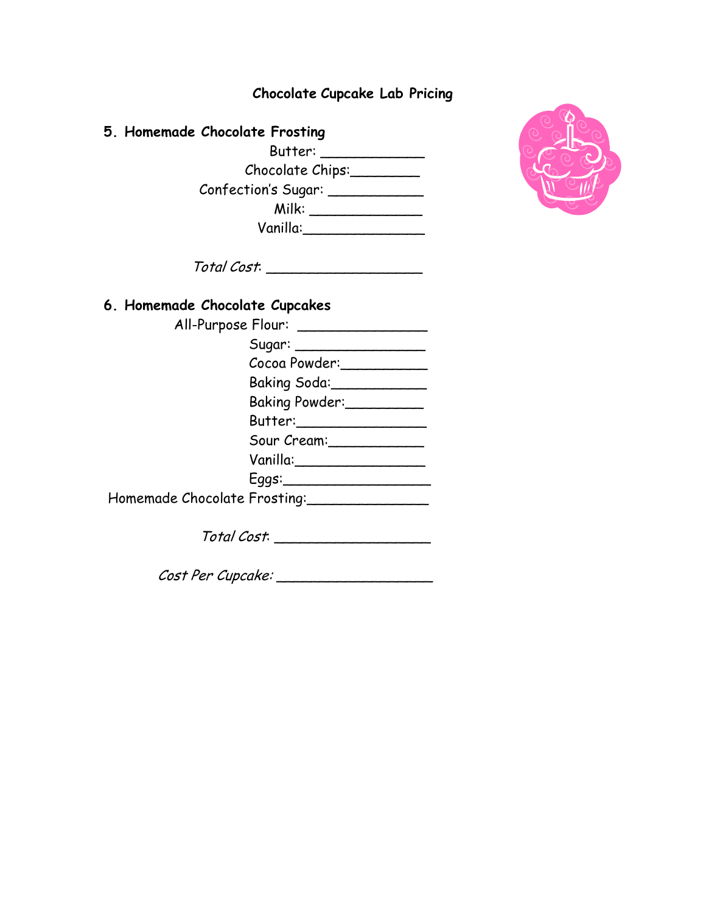# Chocolate Cupcake Lab Pricing

## 5. Homemade Chocolate Frosting

Butter: ____________

Chocolate Chips:________

Confection's Sugar: ___________

Milk: _____________

Vanilla:_______________

*Total Cost*: __________________

## 6. Homemade Chocolate Cupcakes

All-Purpose Flour: _______________

Sugar: _______________

Cocoa Powder:___________

Baking Soda:___________

Baking Powder:_________

Butter:________________

Sour Cream:___________

Vanilla:________________

Eggs:__________________

Homemade Chocolate Frosting:______________

*Total Cost*: __________________

*Cost Per Cupcake:* __________________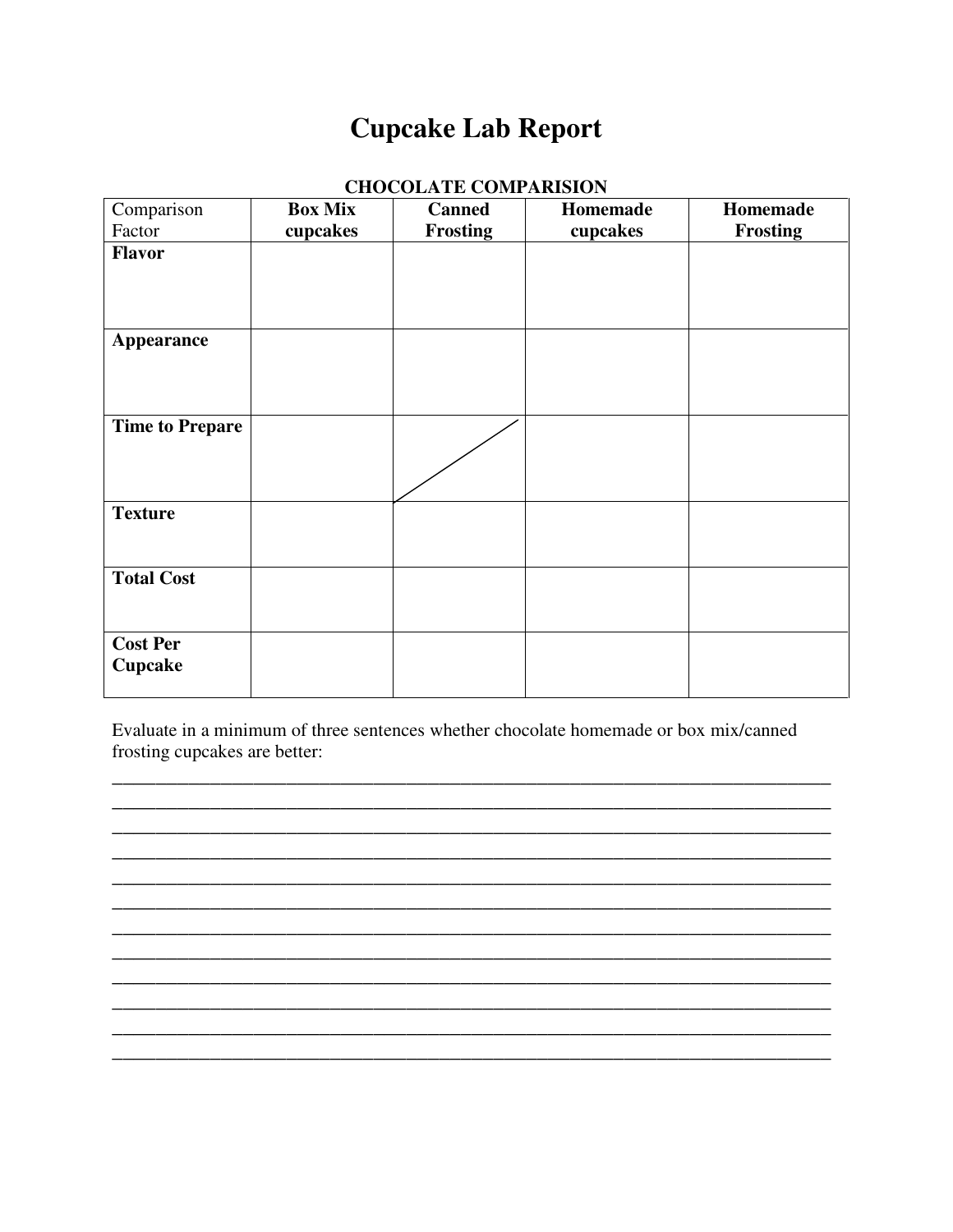# Cupcake Lab Report

**CHOCOLATE COMPARISION**

| Comparison Factor | **Box Mix cupcakes** | **Canned Frosting** | **Homemade cupcakes** | **Homemade Frosting** |
|---|---|---|---|---|
| **Flavor** | | | | |
| **Appearance** | | | | |
| **Time to Prepare** | | / | | |
| **Texture** | | | | |
| **Total Cost** | | | | |
| **Cost Per Cupcake** | | | | |

Evaluate in a minimum of three sentences whether chocolate homemade or box mix/canned frosting cupcakes are better:

\_\_\_\_\_\_\_\_\_\_\_\_\_\_\_\_\_\_\_\_\_\_\_\_\_\_\_\_\_\_\_\_\_\_\_\_\_\_\_\_\_\_\_\_\_\_\_\_\_\_\_\_\_\_\_\_\_\_\_\_\_\_\_\_\_\_\_\_\_\_\_\_\_\_\_\_

\_\_\_\_\_\_\_\_\_\_\_\_\_\_\_\_\_\_\_\_\_\_\_\_\_\_\_\_\_\_\_\_\_\_\_\_\_\_\_\_\_\_\_\_\_\_\_\_\_\_\_\_\_\_\_\_\_\_\_\_\_\_\_\_\_\_\_\_\_\_\_\_\_\_\_\_

\_\_\_\_\_\_\_\_\_\_\_\_\_\_\_\_\_\_\_\_\_\_\_\_\_\_\_\_\_\_\_\_\_\_\_\_\_\_\_\_\_\_\_\_\_\_\_\_\_\_\_\_\_\_\_\_\_\_\_\_\_\_\_\_\_\_\_\_\_\_\_\_\_\_\_\_

\_\_\_\_\_\_\_\_\_\_\_\_\_\_\_\_\_\_\_\_\_\_\_\_\_\_\_\_\_\_\_\_\_\_\_\_\_\_\_\_\_\_\_\_\_\_\_\_\_\_\_\_\_\_\_\_\_\_\_\_\_\_\_\_\_\_\_\_\_\_\_\_\_\_\_\_

\_\_\_\_\_\_\_\_\_\_\_\_\_\_\_\_\_\_\_\_\_\_\_\_\_\_\_\_\_\_\_\_\_\_\_\_\_\_\_\_\_\_\_\_\_\_\_\_\_\_\_\_\_\_\_\_\_\_\_\_\_\_\_\_\_\_\_\_\_\_\_\_\_\_\_\_

\_\_\_\_\_\_\_\_\_\_\_\_\_\_\_\_\_\_\_\_\_\_\_\_\_\_\_\_\_\_\_\_\_\_\_\_\_\_\_\_\_\_\_\_\_\_\_\_\_\_\_\_\_\_\_\_\_\_\_\_\_\_\_\_\_\_\_\_\_\_\_\_\_\_\_\_

\_\_\_\_\_\_\_\_\_\_\_\_\_\_\_\_\_\_\_\_\_\_\_\_\_\_\_\_\_\_\_\_\_\_\_\_\_\_\_\_\_\_\_\_\_\_\_\_\_\_\_\_\_\_\_\_\_\_\_\_\_\_\_\_\_\_\_\_\_\_\_\_\_\_\_\_

\_\_\_\_\_\_\_\_\_\_\_\_\_\_\_\_\_\_\_\_\_\_\_\_\_\_\_\_\_\_\_\_\_\_\_\_\_\_\_\_\_\_\_\_\_\_\_\_\_\_\_\_\_\_\_\_\_\_\_\_\_\_\_\_\_\_\_\_\_\_\_\_\_\_\_\_

\_\_\_\_\_\_\_\_\_\_\_\_\_\_\_\_\_\_\_\_\_\_\_\_\_\_\_\_\_\_\_\_\_\_\_\_\_\_\_\_\_\_\_\_\_\_\_\_\_\_\_\_\_\_\_\_\_\_\_\_\_\_\_\_\_\_\_\_\_\_\_\_\_\_\_\_

\_\_\_\_\_\_\_\_\_\_\_\_\_\_\_\_\_\_\_\_\_\_\_\_\_\_\_\_\_\_\_\_\_\_\_\_\_\_\_\_\_\_\_\_\_\_\_\_\_\_\_\_\_\_\_\_\_\_\_\_\_\_\_\_\_\_\_\_\_\_\_\_\_\_\_\_

\_\_\_\_\_\_\_\_\_\_\_\_\_\_\_\_\_\_\_\_\_\_\_\_\_\_\_\_\_\_\_\_\_\_\_\_\_\_\_\_\_\_\_\_\_\_\_\_\_\_\_\_\_\_\_\_\_\_\_\_\_\_\_\_\_\_\_\_\_\_\_\_\_\_\_\_

\_\_\_\_\_\_\_\_\_\_\_\_\_\_\_\_\_\_\_\_\_\_\_\_\_\_\_\_\_\_\_\_\_\_\_\_\_\_\_\_\_\_\_\_\_\_\_\_\_\_\_\_\_\_\_\_\_\_\_\_\_\_\_\_\_\_\_\_\_\_\_\_\_\_\_\_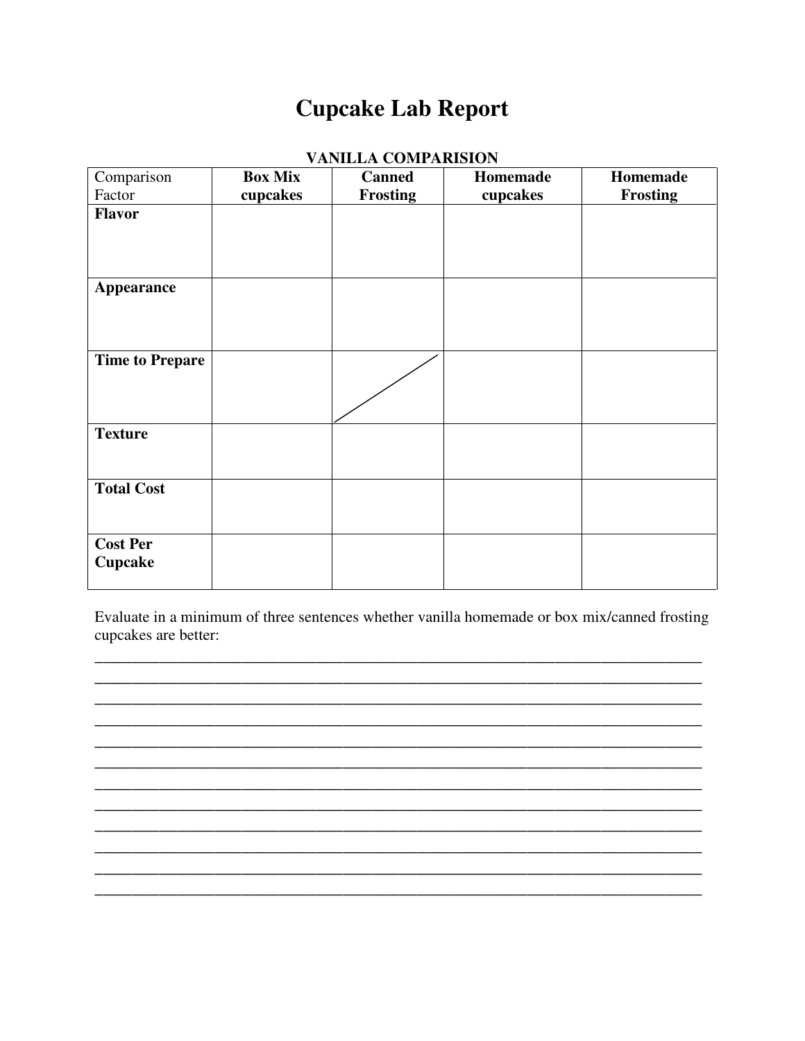# Cupcake Lab Report

**VANILLA COMPARISION**

| Comparison Factor | Box Mix cupcakes | Canned Frosting | Homemade cupcakes | Homemade Frosting |
|---|---|---|---|---|
| **Flavor** | | | | |
| **Appearance** | | | | |
| **Time to Prepare** | | / | | |
| **Texture** | | | | |
| **Total Cost** | | | | |
| **Cost Per Cupcake** | | | | |

Evaluate in a minimum of three sentences whether vanilla homemade or box mix/canned frosting cupcakes are better:

______________________________________________________________________________
______________________________________________________________________________
______________________________________________________________________________
______________________________________________________________________________
______________________________________________________________________________
______________________________________________________________________________
______________________________________________________________________________
______________________________________________________________________________
______________________________________________________________________________
______________________________________________________________________________
______________________________________________________________________________
______________________________________________________________________________